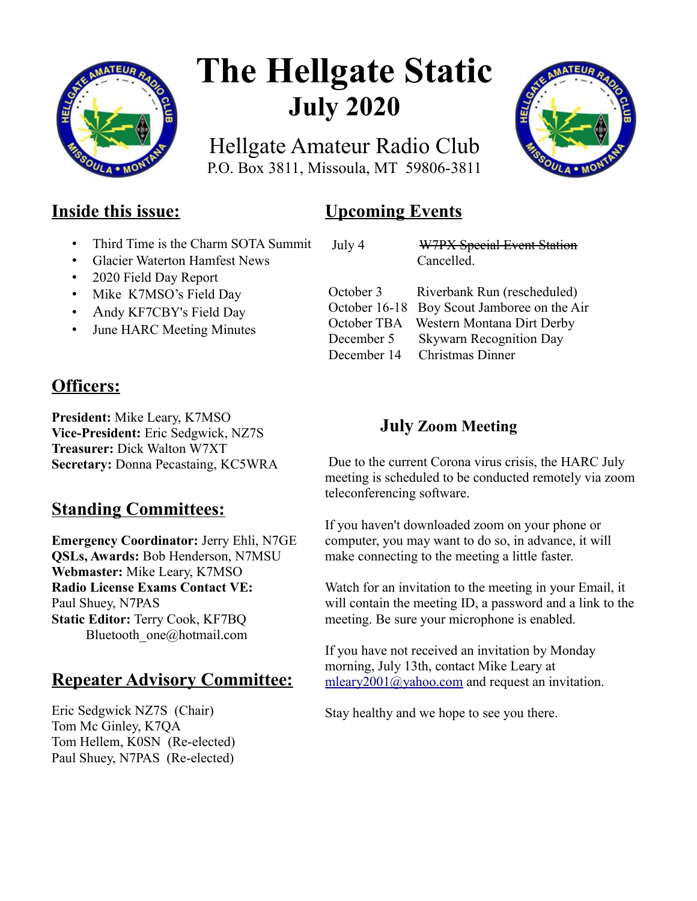# The Hellgate Static

## July 2020

Hellgate Amateur Radio Club
P.O. Box 3811, Missoula, MT 59806-3811

## Inside this issue:

- Third Time is the Charm SOTA Summit
- Glacier Waterton Hamfest News
- 2020 Field Day Report
- Mike K7MSO's Field Day
- Andy KF7CBY's Field Day
- June HARC Meeting Minutes

## Upcoming Events

| | |
|---|---|
| July 4 | ~~W7PX Special Event Station~~ Cancelled. |
| October 3 | Riverbank Run (rescheduled) |
| October 16-18 | Boy Scout Jamboree on the Air |
| October TBA | Western Montana Dirt Derby |
| December 5 | Skywarn Recognition Day |
| December 14 | Christmas Dinner |

## Officers:

**President:** Mike Leary, K7MSO
**Vice-President:** Eric Sedgwick, NZ7S
**Treasurer:** Dick Walton W7XT
**Secretary:** Donna Pecastaing, KC5WRA

## Standing Committees:

**Emergency Coordinator:** Jerry Ehli, N7GE
**QSLs, Awards:** Bob Henderson, N7MSU
**Webmaster:** Mike Leary, K7MSO
**Radio License Exams Contact VE:** Paul Shuey, N7PAS
**Static Editor:** Terry Cook, KF7BQ
Bluetooth_one@hotmail.com

## Repeater Advisory Committee:

Eric Sedgwick NZ7S (Chair)
Tom Mc Ginley, K7QA
Tom Hellem, K0SN (Re-elected)
Paul Shuey, N7PAS (Re-elected)

### July Zoom Meeting

Due to the current Corona virus crisis, the HARC July meeting is scheduled to be conducted remotely via zoom teleconferencing software.

If you haven't downloaded zoom on your phone or computer, you may want to do so, in advance, it will make connecting to the meeting a little faster.

Watch for an invitation to the meeting in your Email, it will contain the meeting ID, a password and a link to the meeting. Be sure your microphone is enabled.

If you have not received an invitation by Monday morning, July 13th, contact Mike Leary at mleary2001@yahoo.com and request an invitation.

Stay healthy and we hope to see you there.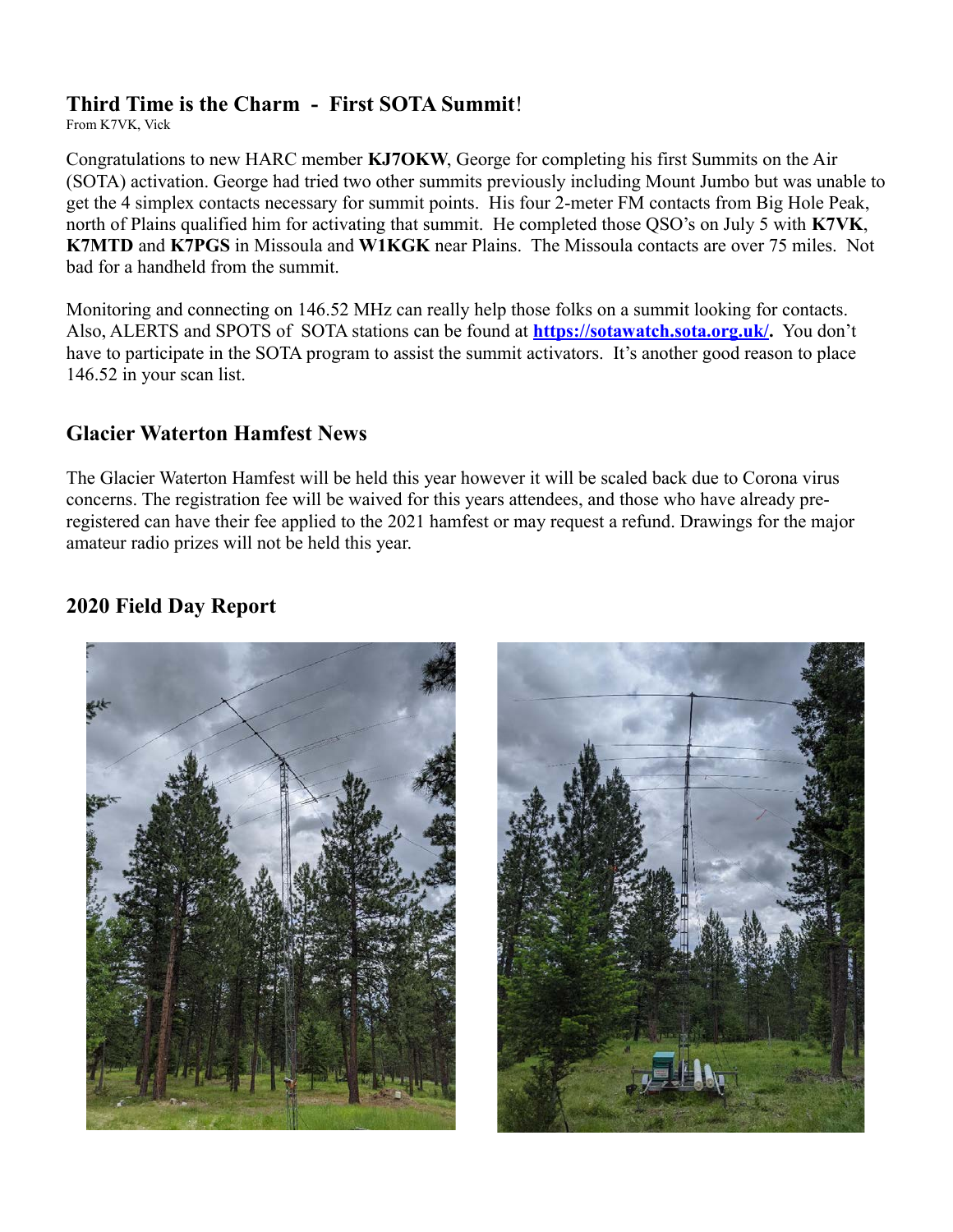## Third Time is the Charm - First SOTA Summit!

From K7VK, Vick

Congratulations to new HARC member **KJ7OKW**, George for completing his first Summits on the Air (SOTA) activation. George had tried two other summits previously including Mount Jumbo but was unable to get the 4 simplex contacts necessary for summit points. His four 2-meter FM contacts from Big Hole Peak, north of Plains qualified him for activating that summit. He completed those QSO's on July 5 with **K7VK**, **K7MTD** and **K7PGS** in Missoula and **W1KGK** near Plains. The Missoula contacts are over 75 miles. Not bad for a handheld from the summit.

Monitoring and connecting on 146.52 MHz can really help those folks on a summit looking for contacts. Also, ALERTS and SPOTS of SOTA stations can be found at **https://sotawatch.sota.org.uk/.** You don't have to participate in the SOTA program to assist the summit activators. It's another good reason to place 146.52 in your scan list.

## Glacier Waterton Hamfest News

The Glacier Waterton Hamfest will be held this year however it will be scaled back due to Corona virus concerns. The registration fee will be waived for this years attendees, and those who have already pre-registered can have their fee applied to the 2021 hamfest or may request a refund. Drawings for the major amateur radio prizes will not be held this year.

## 2020 Field Day Report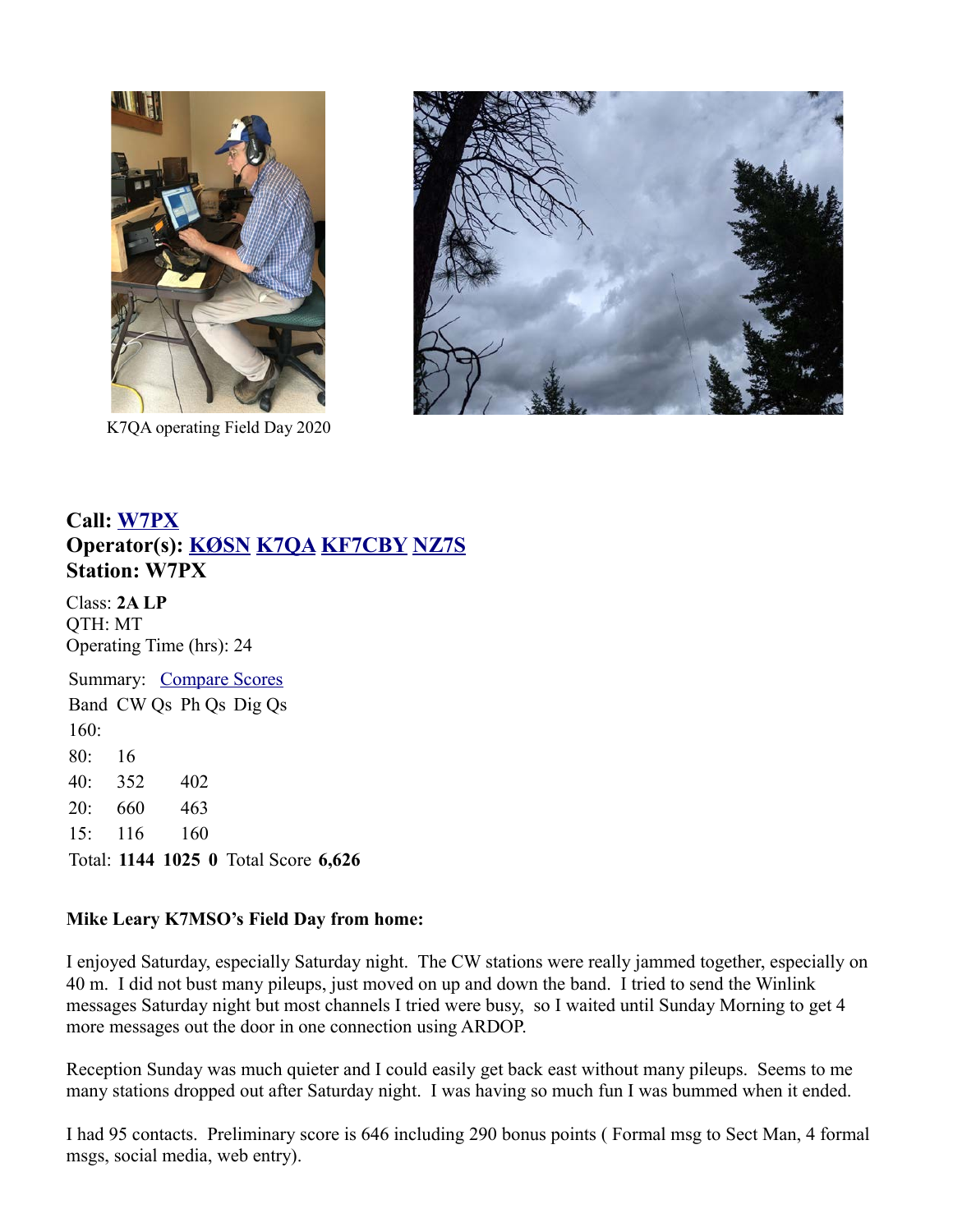K7QA operating Field Day 2020

**Call: W7PX**
**Operator(s): KØSN K7QA KF7CBY NZ7S**
**Station: W7PX**

Class: **2A LP**
QTH: MT
Operating Time (hrs): 24

Summary: Compare Scores

| Band | CW Qs | Ph Qs | Dig Qs |
|---|---|---|---|
| 160: | | | |
| 80: | 16 | | |
| 40: | 352 | 402 | |
| 20: | 660 | 463 | |
| 15: | 116 | 160 | |
| Total: | **1144** | **1025** | **0** |

Total Score **6,626**

**Mike Leary K7MSO's Field Day from home:**

I enjoyed Saturday, especially Saturday night. The CW stations were really jammed together, especially on 40 m. I did not bust many pileups, just moved on up and down the band. I tried to send the Winlink messages Saturday night but most channels I tried were busy, so I waited until Sunday Morning to get 4 more messages out the door in one connection using ARDOP.

Reception Sunday was much quieter and I could easily get back east without many pileups. Seems to me many stations dropped out after Saturday night. I was having so much fun I was bummed when it ended.

I had 95 contacts. Preliminary score is 646 including 290 bonus points ( Formal msg to Sect Man, 4 formal msgs, social media, web entry).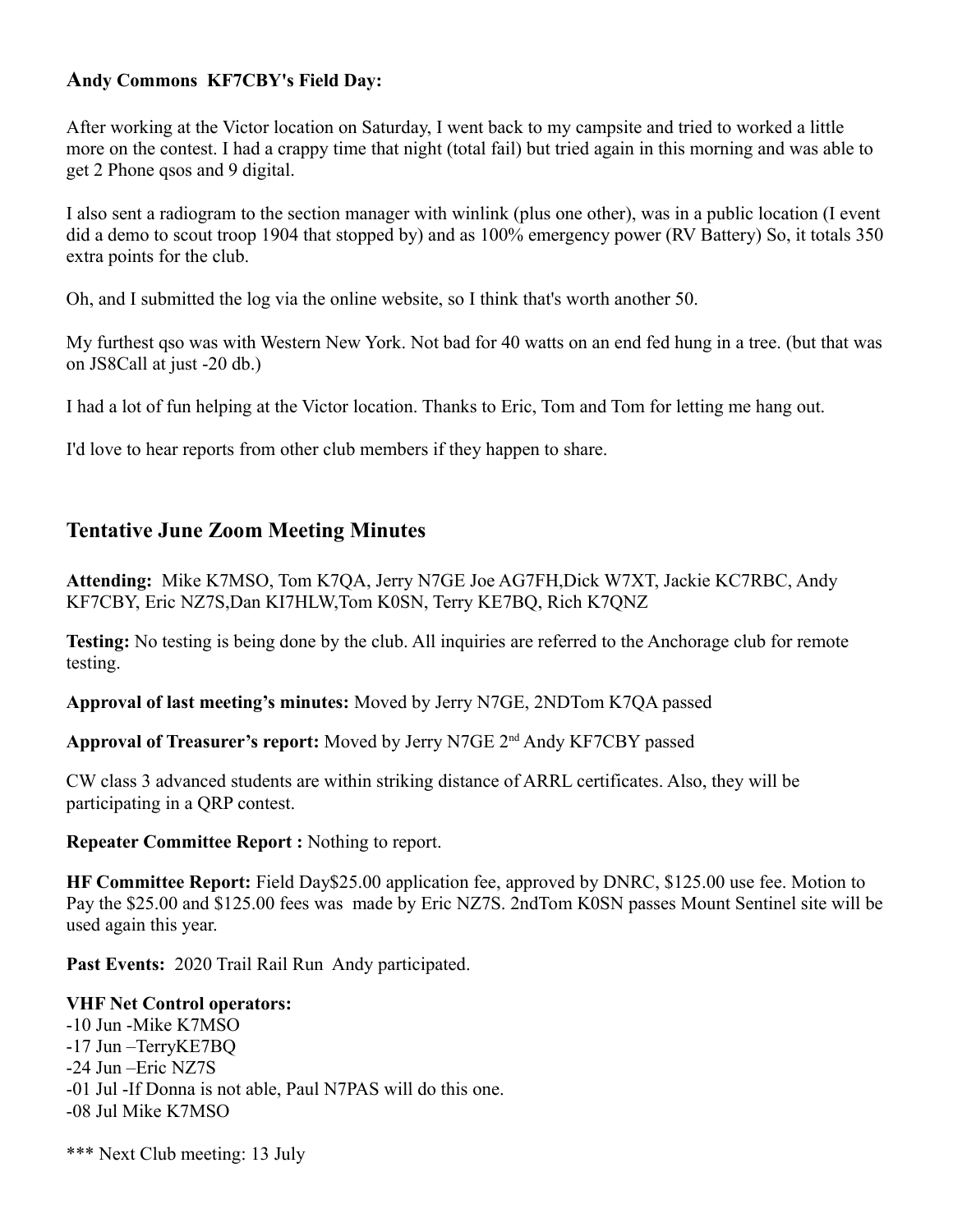**Andy Commons KF7CBY's Field Day:**

After working at the Victor location on Saturday, I went back to my campsite and tried to worked a little more on the contest. I had a crappy time that night (total fail) but tried again in this morning and was able to get 2 Phone qsos and 9 digital.

I also sent a radiogram to the section manager with winlink (plus one other), was in a public location (I event did a demo to scout troop 1904 that stopped by) and as 100% emergency power (RV Battery) So, it totals 350 extra points for the club.

Oh, and I submitted the log via the online website, so I think that's worth another 50.

My furthest qso was with Western New York. Not bad for 40 watts on an end fed hung in a tree. (but that was on JS8Call at just -20 db.)

I had a lot of fun helping at the Victor location. Thanks to Eric, Tom and Tom for letting me hang out.

I'd love to hear reports from other club members if they happen to share.

## Tentative June Zoom Meeting Minutes

**Attending:** Mike K7MSO, Tom K7QA, Jerry N7GE Joe AG7FH,Dick W7XT, Jackie KC7RBC, Andy KF7CBY, Eric NZ7S,Dan KI7HLW,Tom K0SN, Terry KE7BQ, Rich K7QNZ

**Testing:** No testing is being done by the club. All inquiries are referred to the Anchorage club for remote testing.

**Approval of last meeting's minutes:** Moved by Jerry N7GE, 2NDTom K7QA passed

**Approval of Treasurer's report:** Moved by Jerry N7GE 2nd Andy KF7CBY passed

CW class 3 advanced students are within striking distance of ARRL certificates. Also, they will be participating in a QRP contest.

**Repeater Committee Report :** Nothing to report.

**HF Committee Report:** Field Day$25.00 application fee, approved by DNRC, $125.00 use fee. Motion to Pay the $25.00 and $125.00 fees was made by Eric NZ7S. 2ndTom K0SN passes Mount Sentinel site will be used again this year.

**Past Events:** 2020 Trail Rail Run Andy participated.

**VHF Net Control operators:**
-10 Jun -Mike K7MSO
-17 Jun –TerryKE7BQ
-24 Jun –Eric NZ7S
-01 Jul -If Donna is not able, Paul N7PAS will do this one.
-08 Jul Mike K7MSO

*** Next Club meeting: 13 July